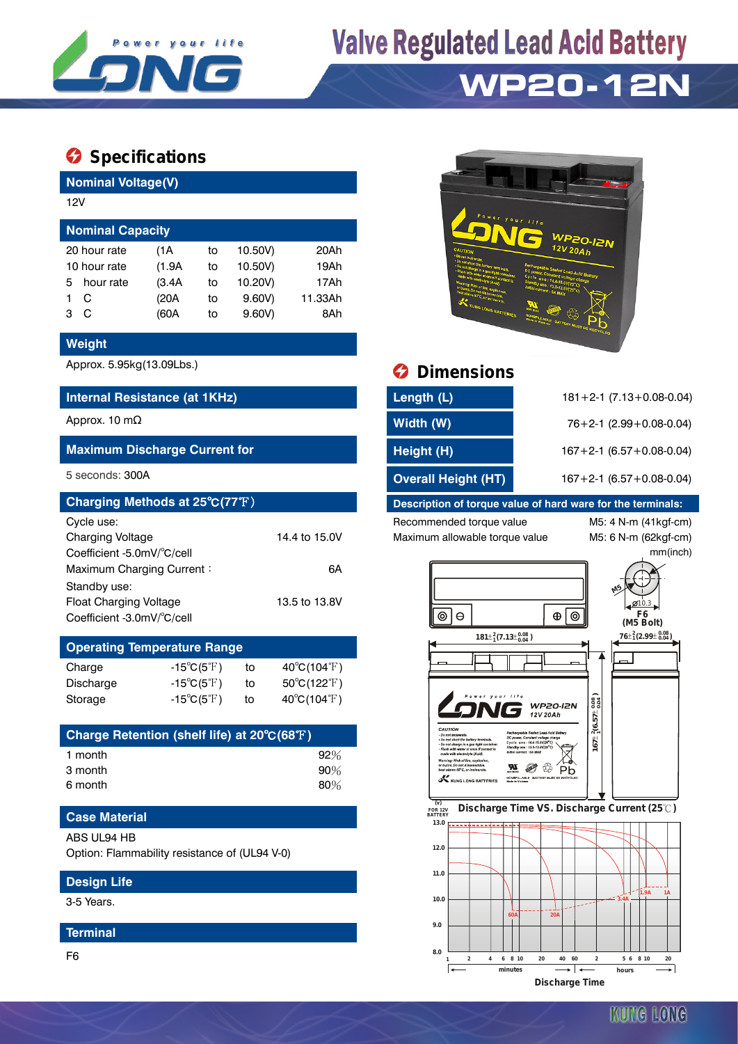# Valve Regulated Lead Acid Battery

## WP20-12N

## Specifications

**Nominal Voltage(V)**

12V

**Nominal Capacity**

| | | | | |
|---|---|---|---|---|
| 20 hour rate | (1A | to | 10.50V) | 20Ah |
| 10 hour rate | (1.9A | to | 10.50V) | 19Ah |
| 5 hour rate | (3.4A | to | 10.20V) | 17Ah |
| 1 C | (20A | to | 9.60V) | 11.33Ah |
| 3 C | (60A | to | 9.60V) | 8Ah |

**Weight**

Approx. 5.95kg(13.09Lbs.)

**Internal Resistance (at 1KHz)**

Approx. 10 mΩ

**Maximum Discharge Current for**

5 seconds: 300A

**Charging Methods at 25℃(77℉)**

Cycle use:
Charging Voltage 14.4 to 15.0V
Coefficient -5.0mV/℃/cell
Maximum Charging Current： 6A
Standby use:
Float Charging Voltage 13.5 to 13.8V
Coefficient -3.0mV/℃/cell

**Operating Temperature Range**

| | | | |
|---|---|---|---|
| Charge | -15℃(5℉) | to | 40℃(104℉) |
| Discharge | -15℃(5℉) | to | 50℃(122℉) |
| Storage | -15℃(5℉) | to | 40℃(104℉) |

**Charge Retention (shelf life) at 20℃(68℉)**

| | |
|---|---|
| 1 month | 92% |
| 3 month | 90% |
| 6 month | 80% |

**Case Material**

ABS UL94 HB
Option: Flammability resistance of (UL94 V-0)

**Design Life**

3-5 Years.

**Terminal**

F6

## Dimensions

| | |
|---|---|
| Length (L) | 181+2-1 (7.13+0.08-0.04) |
| Width (W) | 76+2-1 (2.99+0.08-0.04) |
| Height (H) | 167+2-1 (6.57+0.08-0.04) |
| Overall Height (HT) | 167+2-1 (6.57+0.08-0.04) |

**Description of torque value of hard ware for the terminals:**

| | |
|---|---|
| Recommended torque value | M5: 4 N-m (41kgf-cm) |
| Maximum allowable torque value | M5: 6 N-m (62kgf-cm) |

mm(inch)

F6 (M5 Bolt)

**Discharge Time VS. Discharge Current (25℃)**

Discharge Time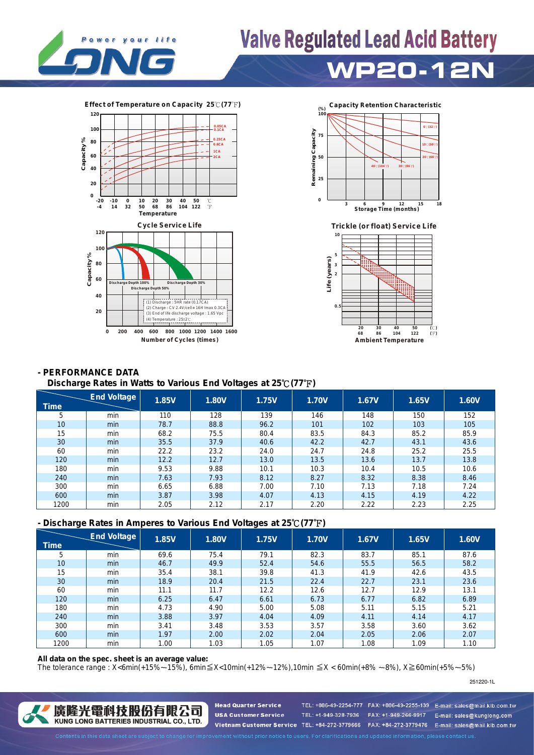# Valve Regulated Lead Acid Battery

## WP20-12N

Effect of Temperature on Capacity 25℃(77℉)

Capacity %

120
100
80
60
40
20
0

0.05CA
0.1CA
0.25CA
0.6CA
1CA
2CA

-20 -10 0 10 20 30 40 50 ℃
-4 14 32 50 68 86 104 122 ℉

Temperature

Capacity Retention Characteristic

(%)
100
75
50
25
0

Remaining Capacity

0℃(32℉)
10℃(50℉)
20℃(68℉)
40℃(104℉)
30℃(86℉)

3 6 9 12 15 18

Storage Time (months)

Cycle Service Life

Capacity %

120
100
80
60
40
20

Discharge Depth 100%
Discharge Depth 50%
Discharge Depth 30%

(1) Discharge : 5HR rate (0.17CA)
(2) Charge : CV 2.4V/cell＊16H Imax 0.3CA
(3) End of life discharge voltage : 1.65 Vpc
(4) Temperature : 25±2℃

0 200 400 600 800 1000 1200 1400 1600

Number of Cycles (times)

Trickle (or float) Service Life

Life (years)

10
5
3
2
0.5

20 30 40 50 (℃)
68 86 104 122 (℉)

Ambient Temperature

## - PERFORMANCE DATA

### Discharge Rates in Watts to Various End Voltages at 25℃(77℉)

| Time | End Voltage | 1.85V | 1.80V | 1.75V | 1.70V | 1.67V | 1.65V | 1.60V |
|---|---|---|---|---|---|---|---|---|
| 5 | min | 110 | 128 | 139 | 146 | 148 | 150 | 152 |
| 10 | min | 78.7 | 88.8 | 96.2 | 101 | 102 | 103 | 105 |
| 15 | min | 68.2 | 75.5 | 80.4 | 83.5 | 84.3 | 85.2 | 85.9 |
| 30 | min | 35.5 | 37.9 | 40.6 | 42.2 | 42.7 | 43.1 | 43.6 |
| 60 | min | 22.2 | 23.2 | 24.0 | 24.7 | 24.8 | 25.2 | 25.5 |
| 120 | min | 12.2 | 12.7 | 13.0 | 13.5 | 13.6 | 13.7 | 13.8 |
| 180 | min | 9.53 | 9.88 | 10.1 | 10.3 | 10.4 | 10.5 | 10.6 |
| 240 | min | 7.63 | 7.93 | 8.12 | 8.27 | 8.32 | 8.38 | 8.46 |
| 300 | min | 6.65 | 6.88 | 7.00 | 7.10 | 7.13 | 7.18 | 7.24 |
| 600 | min | 3.87 | 3.98 | 4.07 | 4.13 | 4.15 | 4.19 | 4.22 |
| 1200 | min | 2.05 | 2.12 | 2.17 | 2.20 | 2.22 | 2.23 | 2.25 |

### - Discharge Rates in Amperes to Various End Voltages at 25℃(77℉)

| Time | End Voltage | 1.85V | 1.80V | 1.75V | 1.70V | 1.67V | 1.65V | 1.60V |
|---|---|---|---|---|---|---|---|---|
| 5 | min | 69.6 | 75.4 | 79.1 | 82.3 | 83.7 | 85.1 | 87.6 |
| 10 | min | 46.7 | 49.9 | 52.4 | 54.6 | 55.5 | 56.5 | 58.2 |
| 15 | min | 35.4 | 38.1 | 39.8 | 41.3 | 41.9 | 42.6 | 43.5 |
| 30 | min | 18.9 | 20.4 | 21.5 | 22.4 | 22.7 | 23.1 | 23.6 |
| 60 | min | 11.1 | 11.7 | 12.2 | 12.6 | 12.7 | 12.9 | 13.1 |
| 120 | min | 6.25 | 6.47 | 6.61 | 6.73 | 6.77 | 6.82 | 6.89 |
| 180 | min | 4.73 | 4.90 | 5.00 | 5.08 | 5.11 | 5.15 | 5.21 |
| 240 | min | 3.88 | 3.97 | 4.04 | 4.09 | 4.11 | 4.14 | 4.17 |
| 300 | min | 3.41 | 3.48 | 3.53 | 3.57 | 3.58 | 3.60 | 3.62 |
| 600 | min | 1.97 | 2.00 | 2.02 | 2.04 | 2.05 | 2.06 | 2.07 |
| 1200 | min | 1.00 | 1.03 | 1.05 | 1.07 | 1.08 | 1.09 | 1.10 |

**All data on the spec. sheet is an average value:**

The tolerance range : X<6min(+15%~-15%), 6min≦X<10min(+12%~-12%),10min ≦X < 60min(+8% ~-8%), X≧60min(+5%~-5%)

251220-1L

廣隆光電科技股份有限公司
KUNG LONG BATTERIES INDUSTRIAL CO., LTD.

| | | | |
|---|---|---|---|
| Head Quarter Service | TEL: +886-49-2254-777 | FAX: +886-49-2255-139 | E-mail: sales@mail.klb.com.tw |
| USA Customer Service | TEL: +1-949-328-7936 | FAX: +1-949-266-9917 | E-mail: sales@kunglong.com |
| Vietnam Customer Service | TEL: +84-272-3779666 | FAX: +84-272-3779476 | E-mail: sales@mail.klb.com.tw |

Contents in this data sheet are subject to change for improvement without prior notice to users. For clarifications and updated information, please contact us.